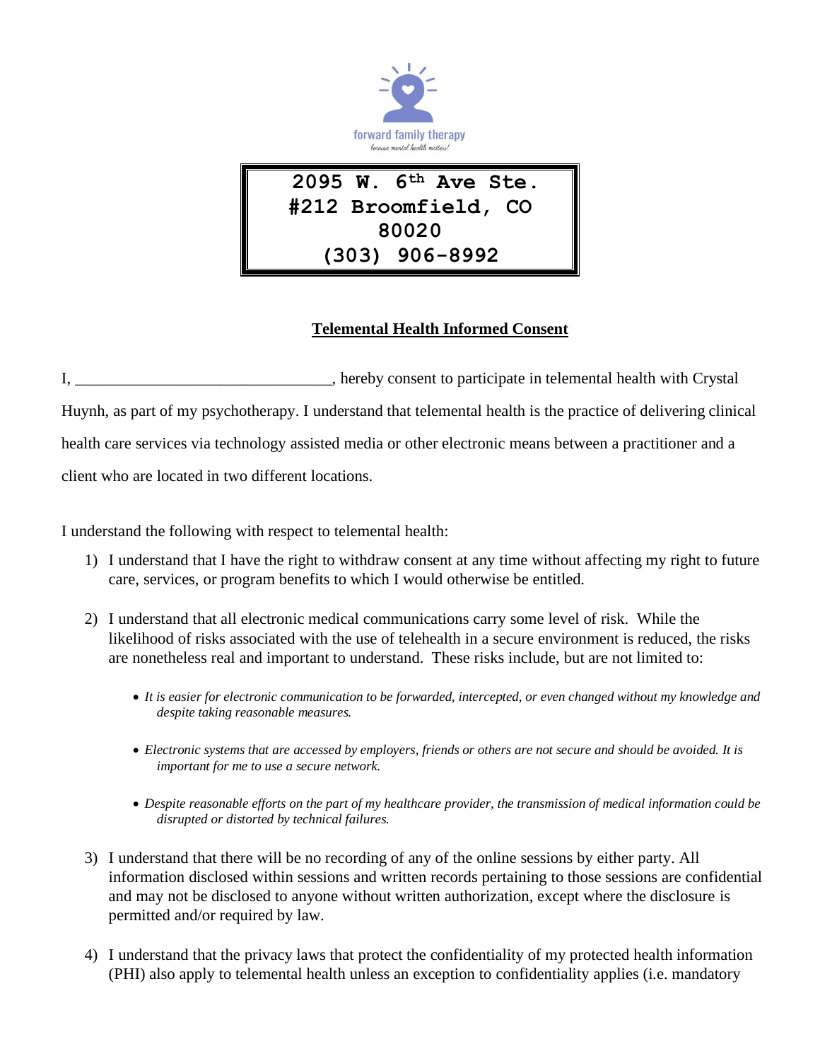forward family therapy

*because mental health matters!*

**2095 W. 6th Ave Ste. #212 Broomfield, CO 80020**
**(303) 906-8992**

## Telemental Health Informed Consent

I, _______________________________, hereby consent to participate in telemental health with Crystal Huynh, as part of my psychotherapy. I understand that telemental health is the practice of delivering clinical health care services via technology assisted media or other electronic means between a practitioner and a client who are located in two different locations.

I understand the following with respect to telemental health:

1) I understand that I have the right to withdraw consent at any time without affecting my right to future care, services, or program benefits to which I would otherwise be entitled.

2) I understand that all electronic medical communications carry some level of risk. While the likelihood of risks associated with the use of telehealth in a secure environment is reduced, the risks are nonetheless real and important to understand. These risks include, but are not limited to:

   - *It is easier for electronic communication to be forwarded, intercepted, or even changed without my knowledge and despite taking reasonable measures.*
   - *Electronic systems that are accessed by employers, friends or others are not secure and should be avoided. It is important for me to use a secure network.*
   - *Despite reasonable efforts on the part of my healthcare provider, the transmission of medical information could be disrupted or distorted by technical failures.*

3) I understand that there will be no recording of any of the online sessions by either party. All information disclosed within sessions and written records pertaining to those sessions are confidential and may not be disclosed to anyone without written authorization, except where the disclosure is permitted and/or required by law.

4) I understand that the privacy laws that protect the confidentiality of my protected health information (PHI) also apply to telemental health unless an exception to confidentiality applies (i.e. mandatory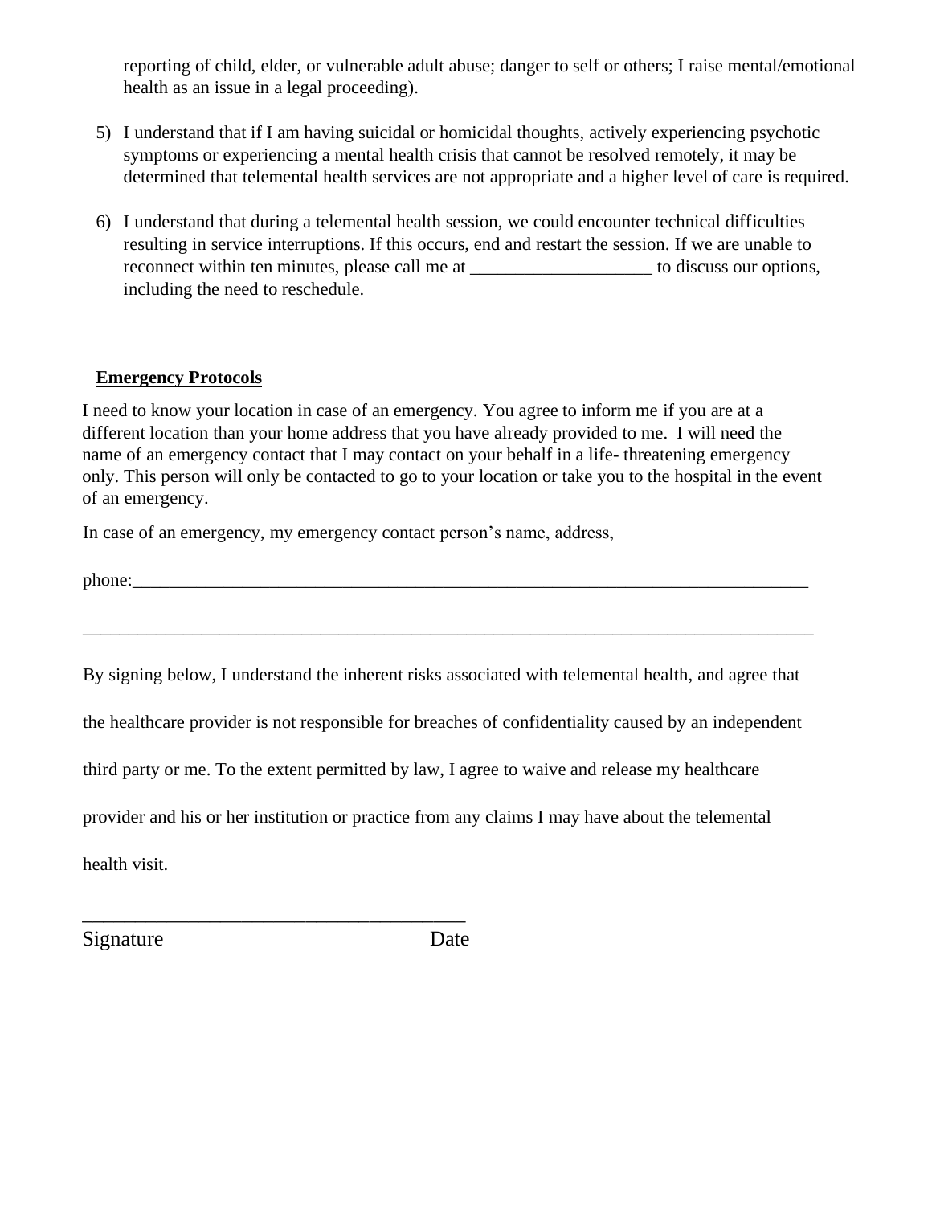reporting of child, elder, or vulnerable adult abuse; danger to self or others; I raise mental/emotional health as an issue in a legal proceeding).

5) I understand that if I am having suicidal or homicidal thoughts, actively experiencing psychotic symptoms or experiencing a mental health crisis that cannot be resolved remotely, it may be determined that telemental health services are not appropriate and a higher level of care is required.

6) I understand that during a telemental health session, we could encounter technical difficulties resulting in service interruptions. If this occurs, end and restart the session. If we are unable to reconnect within ten minutes, please call me at ____________________ to discuss our options, including the need to reschedule.

**Emergency Protocols**

I need to know your location in case of an emergency. You agree to inform me if you are at a different location than your home address that you have already provided to me. I will need the name of an emergency contact that I may contact on your behalf in a life- threatening emergency only. This person will only be contacted to go to your location or take you to the hospital in the event of an emergency.

In case of an emergency, my emergency contact person's name, address,

phone:_____________________________________________________________________________

______________________________________________________________________________________

By signing below, I understand the inherent risks associated with telemental health, and agree that the healthcare provider is not responsible for breaches of confidentiality caused by an independent third party or me. To the extent permitted by law, I agree to waive and release my healthcare provider and his or her institution or practice from any claims I may have about the telemental health visit.

_______________________________________

Signature                                                    Date